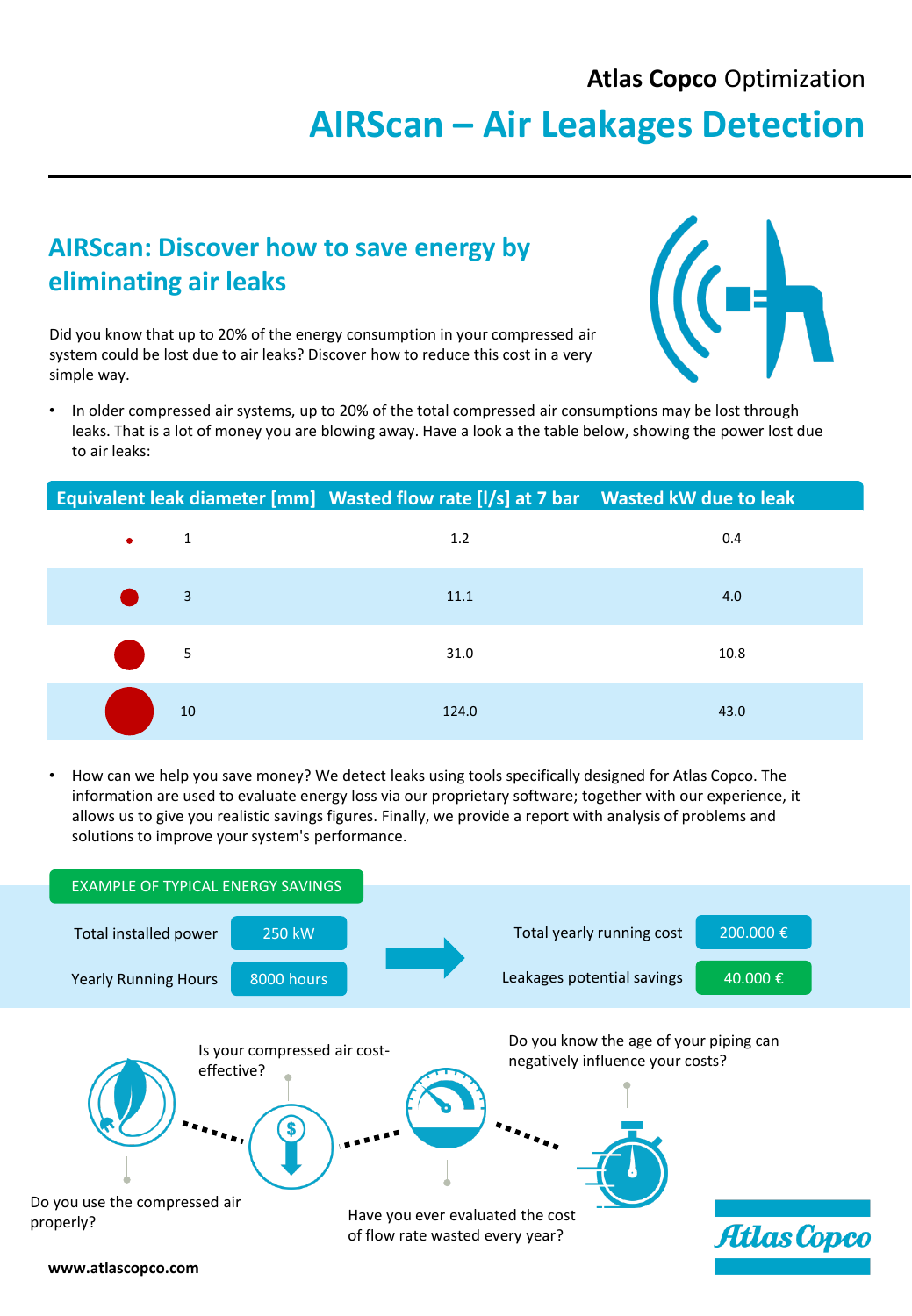Atlas Copco Optimization

# AIRScan – Air Leakages Detection

## AIRScan: Discover how to save energy by eliminating air leaks

Did you know that up to 20% of the energy consumption in your compressed air system could be lost due to air leaks? Discover how to reduce this cost in a very simple way.

- In older compressed air systems, up to 20% of the total compressed air consumptions may be lost through leaks. That is a lot of money you are blowing away. Have a look a the table below, showing the power lost due to air leaks:

| Equivalent leak diameter [mm] | Wasted flow rate [l/s] at 7 bar | Wasted kW due to leak |
|---|---|---|
| 1 | 1.2 | 0.4 |
| 3 | 11.1 | 4.0 |
| 5 | 31.0 | 10.8 |
| 10 | 124.0 | 43.0 |

- How can we help you save money? We detect leaks using tools specifically designed for Atlas Copco. The information are used to evaluate energy loss via our proprietary software; together with our experience, it allows us to give you realistic savings figures. Finally, we provide a report with analysis of problems and solutions to improve your system's performance.

**EXAMPLE OF TYPICAL ENERGY SAVINGS**

| | |
|---|---|
| Total installed power | 250 kW |
| Yearly Running Hours | 8000 hours |

→

| | |
|---|---|
| Total yearly running cost | 200.000 € |
| Leakages potential savings | 40.000 € |

Is your compressed air cost-effective?

Do you know the age of your piping can negatively influence your costs?

Do you use the compressed air properly?

Have you ever evaluated the cost of flow rate wasted every year?

www.atlascopco.com

Atlas Copco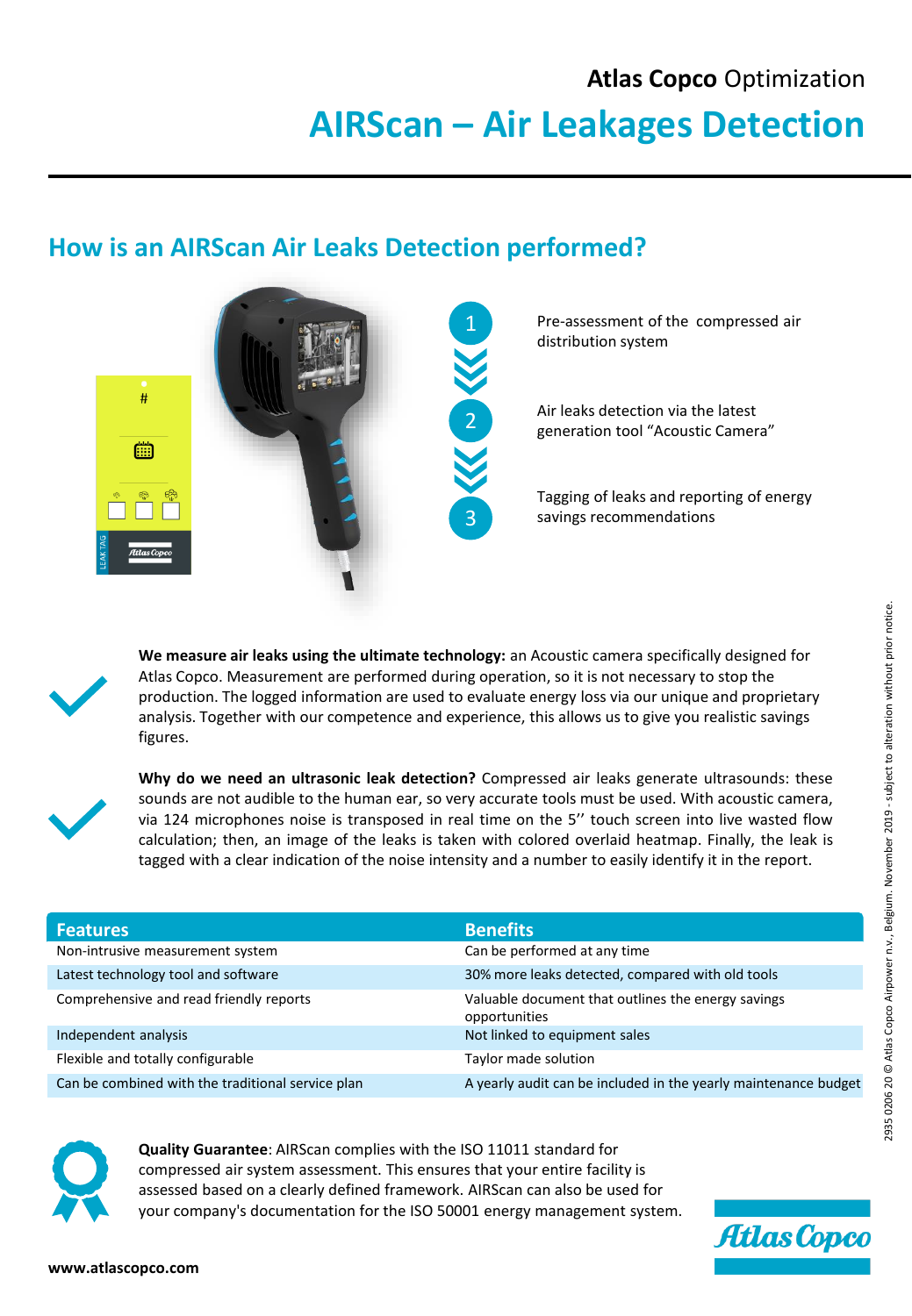Atlas Copco Optimization

# AIRScan – Air Leakages Detection

## How is an AIRScan Air Leaks Detection performed?

1. Pre-assessment of the compressed air distribution system
2. Air leaks detection via the latest generation tool "Acoustic Camera"
3. Tagging of leaks and reporting of energy savings recommendations

**We measure air leaks using the ultimate technology:** an Acoustic camera specifically designed for Atlas Copco. Measurement are performed during operation, so it is not necessary to stop the production. The logged information are used to evaluate energy loss via our unique and proprietary analysis. Together with our competence and experience, this allows us to give you realistic savings figures.

**Why do we need an ultrasonic leak detection?** Compressed air leaks generate ultrasounds: these sounds are not audible to the human ear, so very accurate tools must be used. With acoustic camera, via 124 microphones noise is transposed in real time on the 5'' touch screen into live wasted flow calculation; then, an image of the leaks is taken with colored overlaid heatmap. Finally, the leak is tagged with a clear indication of the noise intensity and a number to easily identify it in the report.

| Features | Benefits |
| --- | --- |
| Non-intrusive measurement system | Can be performed at any time |
| Latest technology tool and software | 30% more leaks detected, compared with old tools |
| Comprehensive and read friendly reports | Valuable document that outlines the energy savings opportunities |
| Independent analysis | Not linked to equipment sales |
| Flexible and totally configurable | Taylor made solution |
| Can be combined with the traditional service plan | A yearly audit can be included in the yearly maintenance budget |

**Quality Guarantee**: AIRScan complies with the ISO 11011 standard for compressed air system assessment. This ensures that your entire facility is assessed based on a clearly defined framework. AIRScan can also be used for your company's documentation for the ISO 50001 energy management system.

2935 0206 20 © Atlas Copco Airpower n.v., Belgium. November 2019 - subject to alteration without prior notice.

www.atlascopco.com